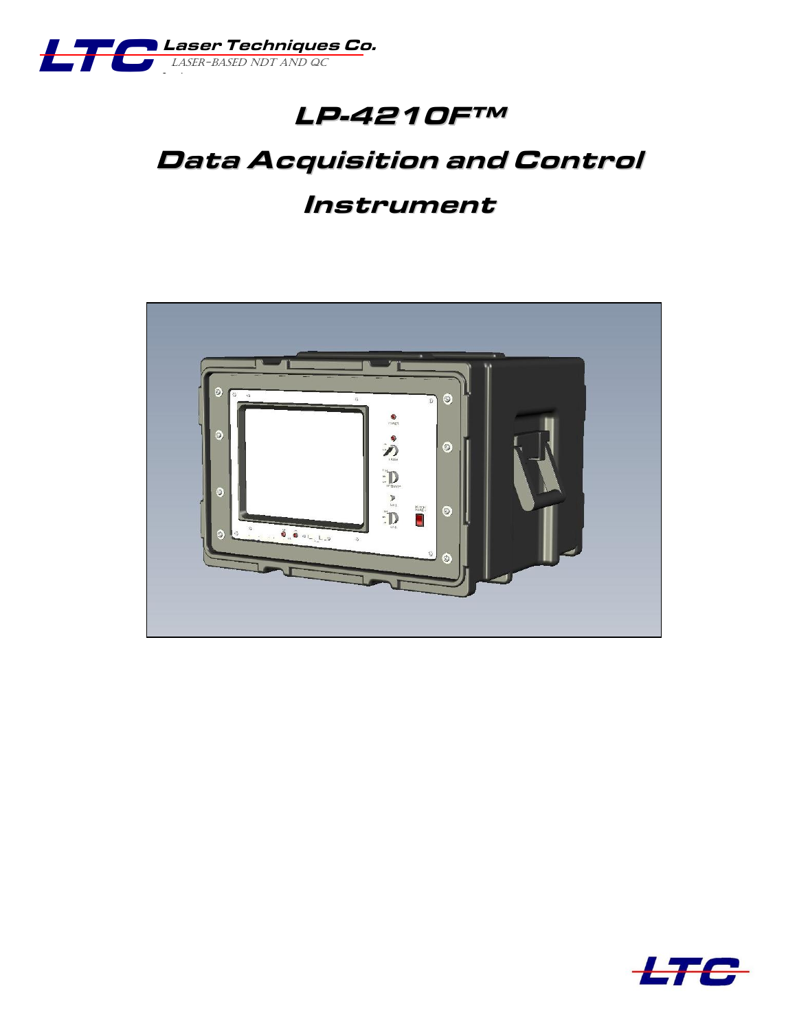LTC Laser Techniques Co.
LASER-BASED NDT AND QC

# LP-4210F™

# Data Acquisition and Control Instrument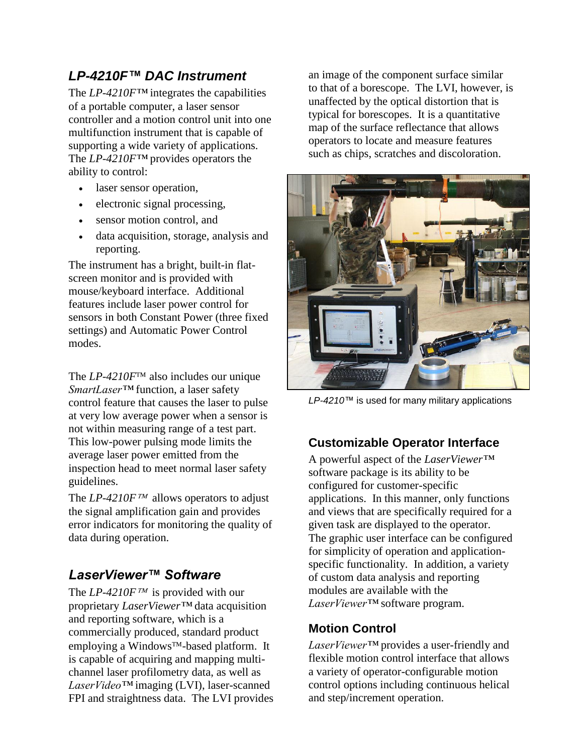## *LP-4210F™* DAC Instrument

The *LP-4210F™* integrates the capabilities of a portable computer, a laser sensor controller and a motion control unit into one multifunction instrument that is capable of supporting a wide variety of applications. The *LP-4210F™* provides operators the ability to control:

- laser sensor operation,
- electronic signal processing,
- sensor motion control, and
- data acquisition, storage, analysis and reporting.

The instrument has a bright, built-in flat-screen monitor and is provided with mouse/keyboard interface. Additional features include laser power control for sensors in both Constant Power (three fixed settings) and Automatic Power Control modes.

The *LP-4210F™* also includes our unique *SmartLaser™* function, a laser safety control feature that causes the laser to pulse at very low average power when a sensor is not within measuring range of a test part. This low-power pulsing mode limits the average laser power emitted from the inspection head to meet normal laser safety guidelines.

The *LP-4210F™* allows operators to adjust the signal amplification gain and provides error indicators for monitoring the quality of data during operation.

## *LaserViewer™* Software

The *LP-4210F™* is provided with our proprietary *LaserViewer™* data acquisition and reporting software, which is a commercially produced, standard product employing a Windows™-based platform. It is capable of acquiring and mapping multi-channel laser profilometry data, as well as *LaserVideo™* imaging (LVI), laser-scanned FPI and straightness data. The LVI provides an image of the component surface similar to that of a borescope. The LVI, however, is unaffected by the optical distortion that is typical for borescopes. It is a quantitative map of the surface reflectance that allows operators to locate and measure features such as chips, scratches and discoloration.

*LP-4210™* is used for many military applications

### Customizable Operator Interface

A powerful aspect of the *LaserViewer™* software package is its ability to be configured for customer-specific applications. In this manner, only functions and views that are specifically required for a given task are displayed to the operator. The graphic user interface can be configured for simplicity of operation and application-specific functionality. In addition, a variety of custom data analysis and reporting modules are available with the *LaserViewer™* software program.

### Motion Control

*LaserViewer™* provides a user-friendly and flexible motion control interface that allows a variety of operator-configurable motion control options including continuous helical and step/increment operation.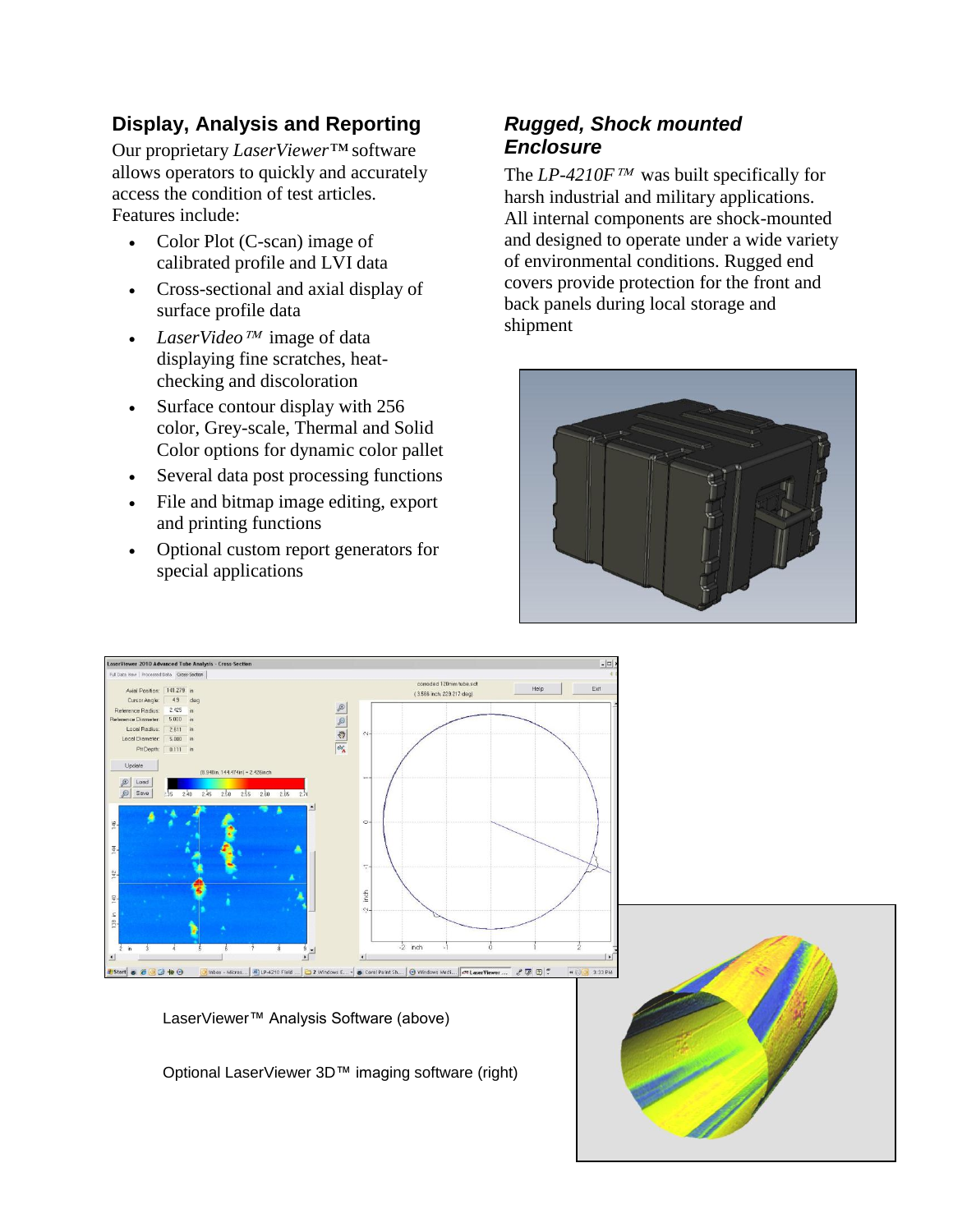## Display, Analysis and Reporting

Our proprietary *LaserViewer*™ software allows operators to quickly and accurately access the condition of test articles. Features include:

- Color Plot (C-scan) image of calibrated profile and LVI data
- Cross-sectional and axial display of surface profile data
- *LaserVideo*™ image of data displaying fine scratches, heat-checking and discoloration
- Surface contour display with 256 color, Grey-scale, Thermal and Solid Color options for dynamic color pallet
- Several data post processing functions
- File and bitmap image editing, export and printing functions
- Optional custom report generators for special applications

## *Rugged, Shock mounted Enclosure*

The *LP-4210F*™ was built specifically for harsh industrial and military applications. All internal components are shock-mounted and designed to operate under a wide variety of environmental conditions. Rugged end covers provide protection for the front and back panels during local storage and shipment

LaserViewer™ Analysis Software (above)

Optional LaserViewer 3D™ imaging software (right)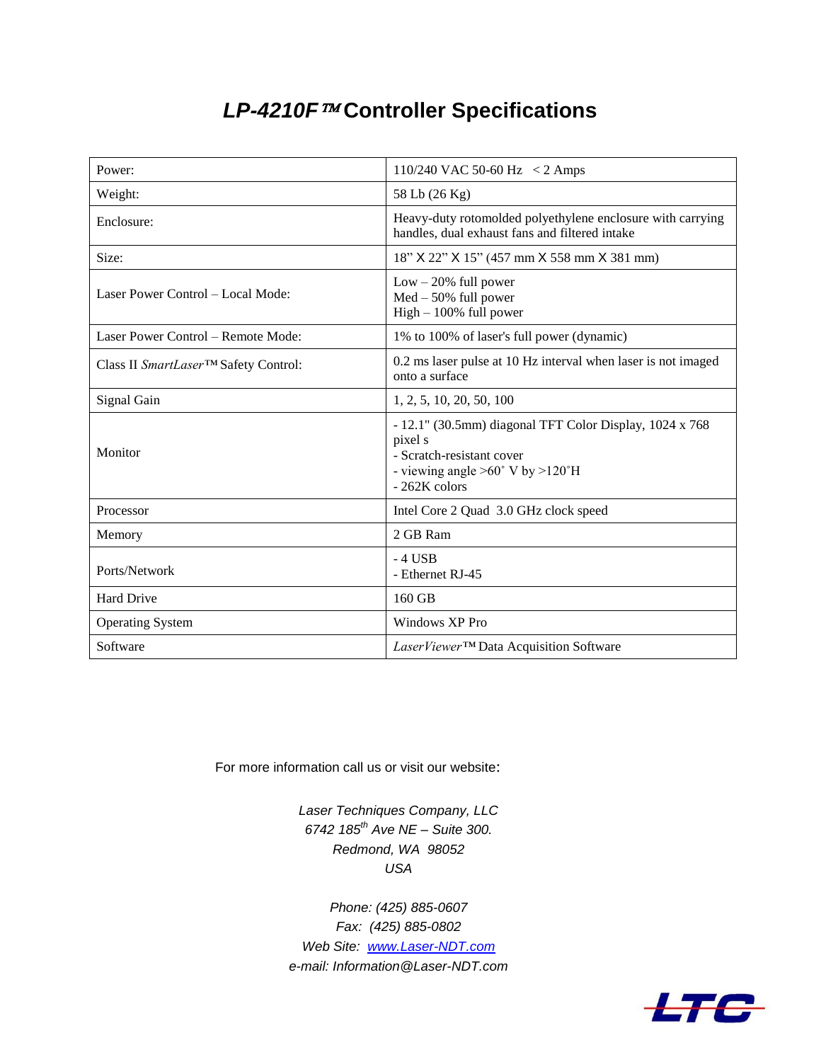# *LP-4210F™* Controller Specifications

| | |
|---|---|
| Power: | 110/240 VAC 50-60 Hz < 2 Amps |
| Weight: | 58 Lb (26 Kg) |
| Enclosure: | Heavy-duty rotomolded polyethylene enclosure with carrying handles, dual exhaust fans and filtered intake |
| Size: | 18" X 22" X 15" (457 mm X 558 mm X 381 mm) |
| Laser Power Control – Local Mode: | Low – 20% full power<br>Med – 50% full power<br>High – 100% full power |
| Laser Power Control – Remote Mode: | 1% to 100% of laser's full power (dynamic) |
| Class II *SmartLaser*™ Safety Control: | 0.2 ms laser pulse at 10 Hz interval when laser is not imaged onto a surface |
| Signal Gain | 1, 2, 5, 10, 20, 50, 100 |
| Monitor | - 12.1" (30.5mm) diagonal TFT Color Display, 1024 x 768 pixel s<br>- Scratch-resistant cover<br>- viewing angle >60˚ V by >120˚H<br>- 262K colors |
| Processor | Intel Core 2 Quad 3.0 GHz clock speed |
| Memory | 2 GB Ram |
| Ports/Network | - 4 USB<br>- Ethernet RJ-45 |
| Hard Drive | 160 GB |
| Operating System | Windows XP Pro |
| Software | *LaserViewer*™ Data Acquisition Software |

For more information call us or visit our website:

*Laser Techniques Company, LLC*
*6742 185th Ave NE – Suite 300.*
*Redmond, WA 98052*
*USA*

*Phone: (425) 885-0607*
*Fax: (425) 885-0802*
*Web Site: [www.Laser-NDT.com](http://www.Laser-NDT.com)*
*e-mail: Information@Laser-NDT.com*

LTC